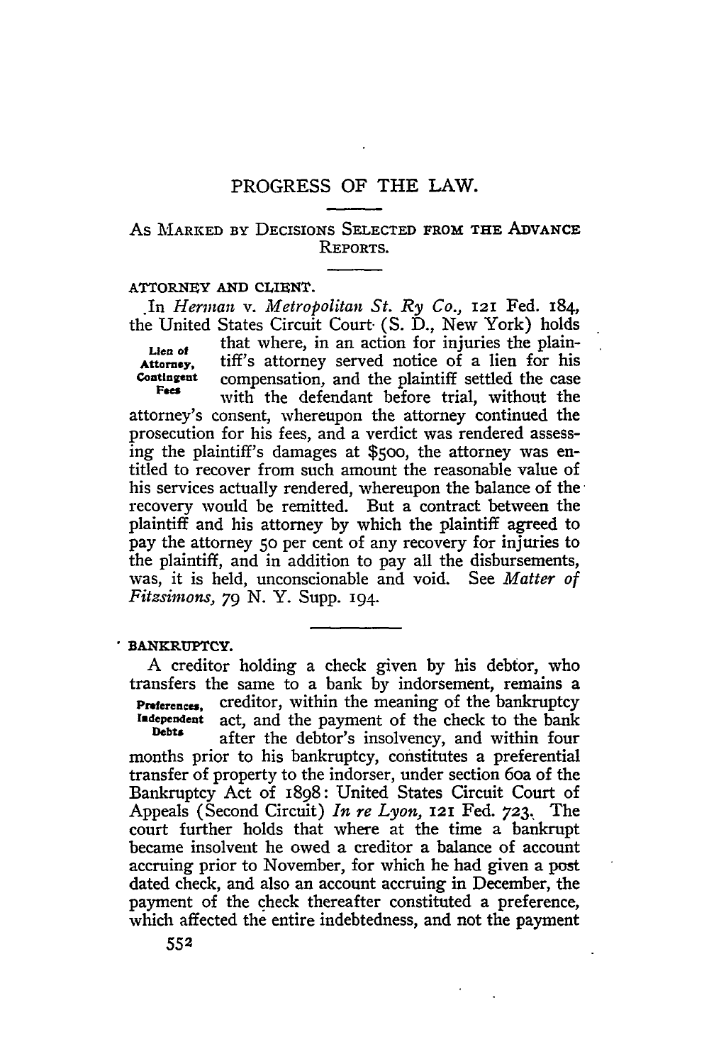# PROGRESS OF THE LAW.

## As Marked by Decisions Selected from the Advance Reports.

### ATTORNEY AND CLIENT.

**Lien of Attorney, Contingent Fees**

In *Herman* v. *Metropolitan St. Ry Co.*, 121 Fed. 184, the United States Circuit Court (S. D., New York) holds that where, in an action for injuries the plaintiff's attorney served notice of a lien for his compensation, and the plaintiff settled the case with the defendant before trial, without the attorney's consent, whereupon the attorney continued the prosecution for his fees, and a verdict was rendered assessing the plaintiff's damages at $500, the attorney was entitled to recover from such amount the reasonable value of his services actually rendered, whereupon the balance of the recovery would be remitted. But a contract between the plaintiff and his attorney by which the plaintiff agreed to pay the attorney 50 per cent of any recovery for injuries to the plaintiff, and in addition to pay all the disbursements, was, it is held, unconscionable and void. See *Matter of Fitzsimons*, 79 N. Y. Supp. 194.

### BANKRUPTCY.

**Preferences, Independent Debts**

A creditor holding a check given by his debtor, who transfers the same to a bank by indorsement, remains a creditor, within the meaning of the bankruptcy act, and the payment of the check to the bank after the debtor's insolvency, and within four months prior to his bankruptcy, constitutes a preferential transfer of property to the indorser, under section 60a of the Bankruptcy Act of 1898: United States Circuit Court of Appeals (Second Circuit) *In re Lyon*, 121 Fed. 723. The court further holds that where at the time a bankrupt became insolvent he owed a creditor a balance of account accruing prior to November, for which he had given a post dated check, and also an account accruing in December, the payment of the check thereafter constituted a preference, which affected the entire indebtedness, and not the payment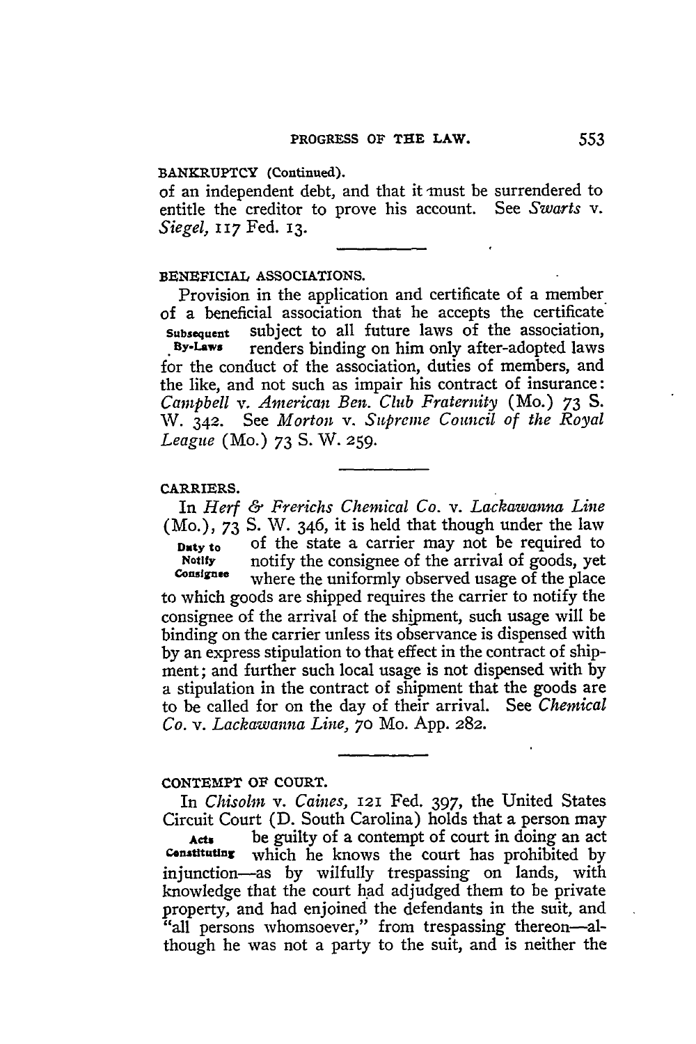BANKRUPTCY (Continued).

of an independent debt, and that it must be surrendered to entitle the creditor to prove his account. See *Swarts* v. *Siegel*, 117 Fed. 13.

BENEFICIAL ASSOCIATIONS.

**Subsequent By-Laws**

Provision in the application and certificate of a member of a beneficial association that he accepts the certificate subject to all future laws of the association, renders binding on him only after-adopted laws for the conduct of the association, duties of members, and the like, and not such as impair his contract of insurance: *Campbell* v. *American Ben. Club Fraternity* (Mo.) 73 S. W. 342. See *Morton* v. *Supreme Council of the Royal League* (Mo.) 73 S. W. 259.

CARRIERS.

**Duty to Notify Consignee**

In *Herf & Frerichs Chemical Co.* v. *Lackawanna Line* (Mo.), 73 S. W. 346, it is held that though under the law of the state a carrier may not be required to notify the consignee of the arrival of goods, yet where the uniformly observed usage of the place to which goods are shipped requires the carrier to notify the consignee of the arrival of the shipment, such usage will be binding on the carrier unless its observance is dispensed with by an express stipulation to that effect in the contract of shipment; and further such local usage is not dispensed with by a stipulation in the contract of shipment that the goods are to be called for on the day of their arrival. See *Chemical Co.* v. *Lackawanna Line*, 70 Mo. App. 282.

CONTEMPT OF COURT.

**Acts Constituting**

In *Chisolm* v. *Caines*, 121 Fed. 397, the United States Circuit Court (D. South Carolina) holds that a person may be guilty of a contempt of court in doing an act which he knows the court has prohibited by injunction—as by wilfully trespassing on lands, with knowledge that the court had adjudged them to be private property, and had enjoined the defendants in the suit, and "all persons whomsoever," from trespassing thereon—although he was not a party to the suit, and is neither the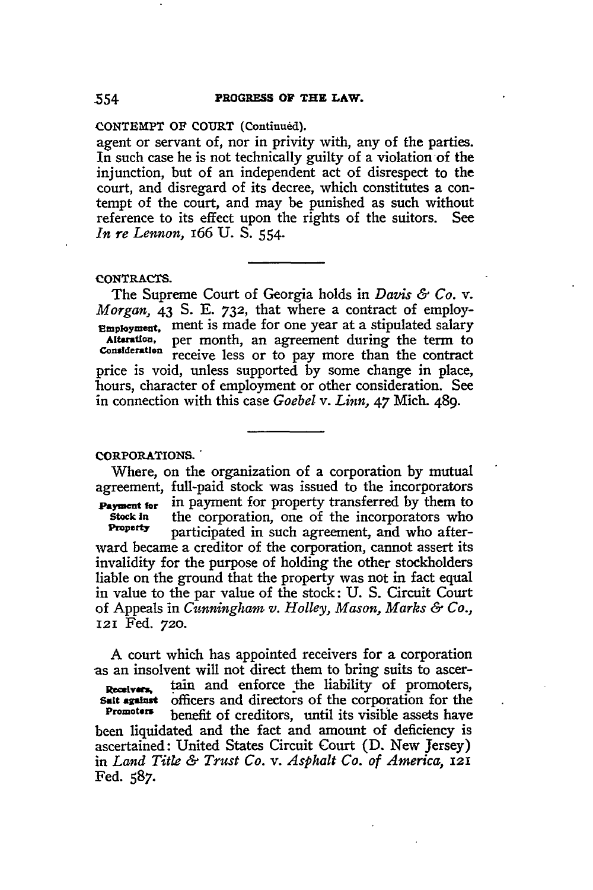CONTEMPT OF COURT (Continued).

agent or servant of, nor in privity with, any of the parties. In such case he is not technically guilty of a violation of the injunction, but of an independent act of disrespect to the court, and disregard of its decree, which constitutes a contempt of the court, and may be punished as such without reference to its effect upon the rights of the suitors. See *In re Lennon*, 166 U. S. 554.

CONTRACTS.

*Employment, Alteration, Consideration*

The Supreme Court of Georgia holds in *Davis & Co.* v. *Morgan*, 43 S. E. 732, that where a contract of employment is made for one year at a stipulated salary per month, an agreement during the term to receive less or to pay more than the contract price is void, unless supported by some change in place, hours, character of employment or other consideration. See in connection with this case *Goebel* v. *Linn*, 47 Mich. 489.

CORPORATIONS.

*Payment for Stock in Property*

Where, on the organization of a corporation by mutual agreement, full-paid stock was issued to the incorporators in payment for property transferred by them to the corporation, one of the incorporators who participated in such agreement, and who afterward became a creditor of the corporation, cannot assert its invalidity for the purpose of holding the other stockholders liable on the ground that the property was not in fact equal in value to the par value of the stock: U. S. Circuit Court of Appeals in *Cunningham v. Holley, Mason, Marks & Co.*, 121 Fed. 720.

*Receivers, Suit against Promoters*

A court which has appointed receivers for a corporation as an insolvent will not direct them to bring suits to ascertain and enforce the liability of promoters, officers and directors of the corporation for the benefit of creditors, until its visible assets have been liquidated and the fact and amount of deficiency is ascertained: United States Circuit Court (D. New Jersey) in *Land Title & Trust Co.* v. *Asphalt Co. of America*, 121 Fed. 587.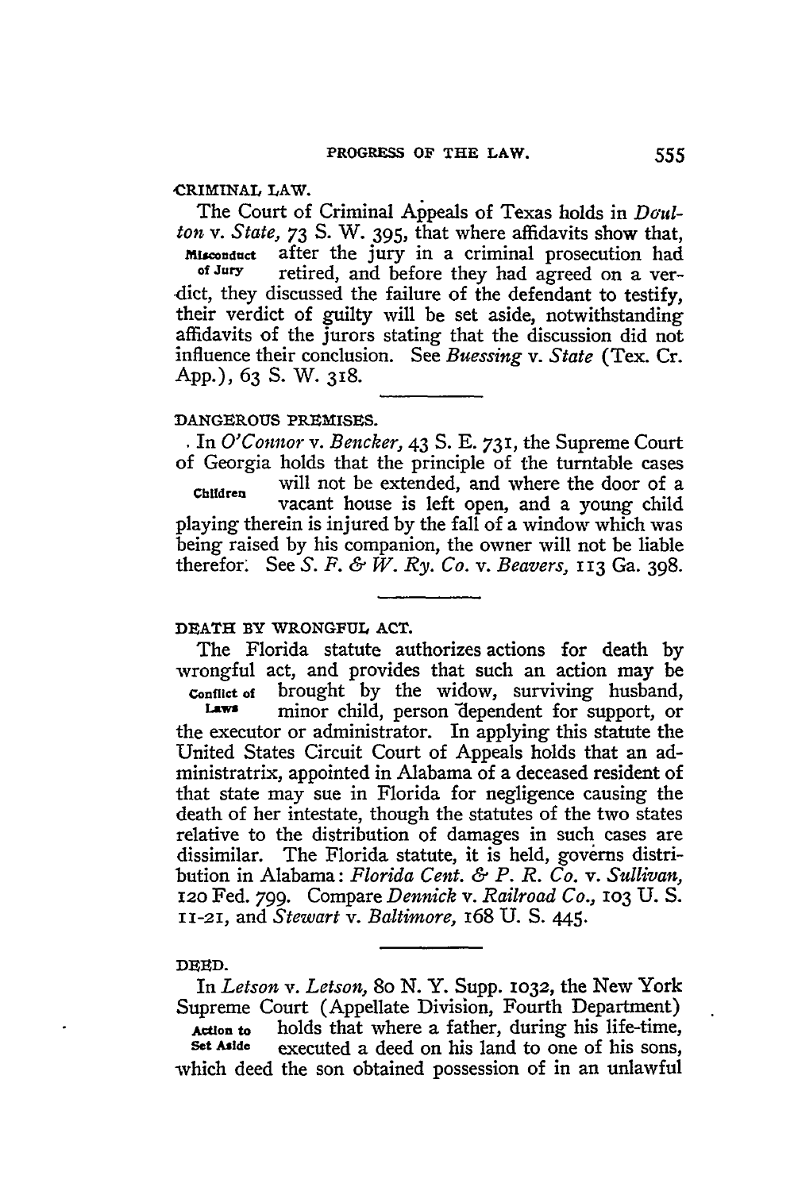CRIMINAL LAW.

The Court of Criminal Appeals of Texas holds in *Doulton* v. *State,* 73 S. W. 395, that where affidavits show that, after the jury in a criminal prosecution had retired, and before they had agreed on a verdict, they discussed the failure of the defendant to testify, their verdict of guilty will be set aside, notwithstanding affidavits of the jurors stating that the discussion did not influence their conclusion. See *Buessing* v. *State* (Tex. Cr. App.), 63 S. W. 318.

**Misconduct of Jury**

DANGEROUS PREMISES.

In *O'Connor* v. *Bencker,* 43 S. E. 731, the Supreme Court of Georgia holds that the principle of the turntable cases will not be extended, and where the door of a vacant house is left open, and a young child playing therein is injured by the fall of a window which was being raised by his companion, the owner will not be liable therefor. See *S. F. & W. Ry. Co.* v. *Beavers,* 113 Ga. 398.

**Children**

DEATH BY WRONGFUL ACT.

The Florida statute authorizes actions for death by wrongful act, and provides that such an action may be brought by the widow, surviving husband, minor child, person dependent for support, or the executor or administrator. In applying this statute the United States Circuit Court of Appeals holds that an administratrix, appointed in Alabama of a deceased resident of that state may sue in Florida for negligence causing the death of her intestate, though the statutes of the two states relative to the distribution of damages in such cases are dissimilar. The Florida statute, it is held, governs distribution in Alabama: *Florida Cent. & P. R. Co.* v. *Sullivan,* 120 Fed. 799. Compare *Dennick* v. *Railroad Co.,* 103 U. S. 11-21, and *Stewart* v. *Baltimore,* 168 U. S. 445.

**Conflict of Laws**

DEED.

In *Letson* v. *Letson,* 80 N. Y. Supp. 1032, the New York Supreme Court (Appellate Division, Fourth Department) holds that where a father, during his life-time, executed a deed on his land to one of his sons, which deed the son obtained possession of in an unlawful

**Action to Set Aside**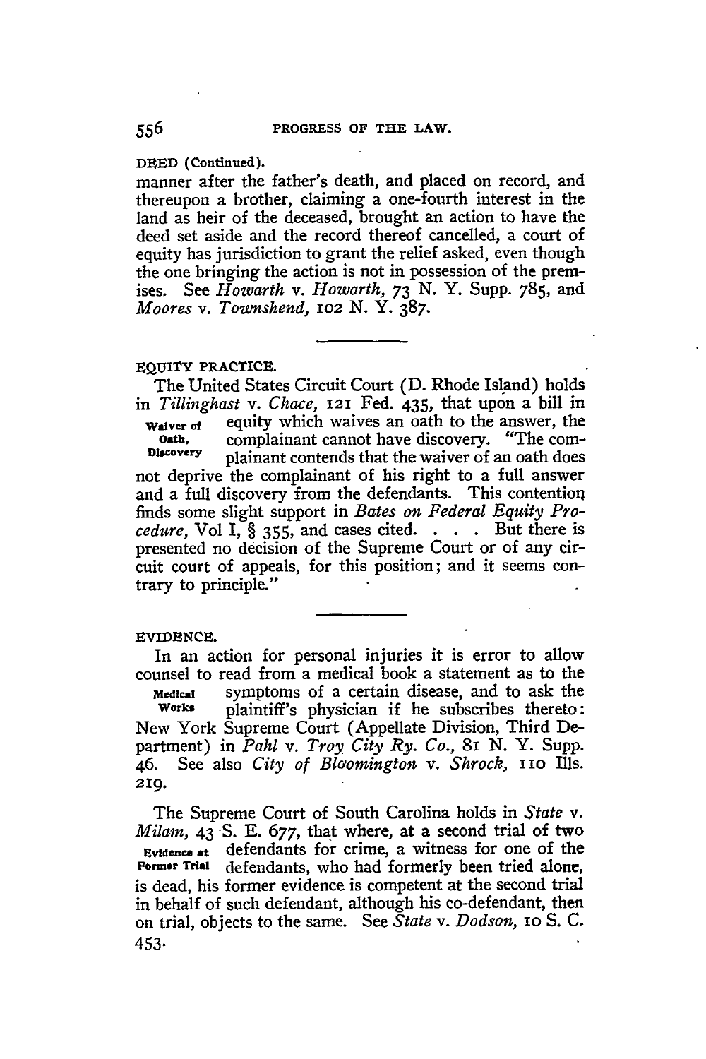DEED (Continued).

manner after the father's death, and placed on record, and thereupon a brother, claiming a one-fourth interest in the land as heir of the deceased, brought an action to have the deed set aside and the record thereof cancelled, a court of equity has jurisdiction to grant the relief asked, even though the one bringing the action is not in possession of the premises. See *Howarth* v. *Howarth*, 73 N. Y. Supp. 785, and *Moores* v. *Townshend*, 102 N. Y. 387.

---

EQUITY PRACTICE.

**Waiver of Oath, Discovery**

The United States Circuit Court (D. Rhode Island) holds in *Tillinghast* v. *Chace*, 121 Fed. 435, that upon a bill in equity which waives an oath to the answer, the complainant cannot have discovery. "The complainant contends that the waiver of an oath does not deprive the complainant of his right to a full answer and a full discovery from the defendants. This contention finds some slight support in *Bates on Federal Equity Procedure*, Vol I, § 355, and cases cited. . . . But there is presented no decision of the Supreme Court or of any circuit court of appeals, for this position; and it seems contrary to principle."

---

EVIDENCE.

**Medical Works**

In an action for personal injuries it is error to allow counsel to read from a medical book a statement as to the symptoms of a certain disease, and to ask the plaintiff's physician if he subscribes thereto: New York Supreme Court (Appellate Division, Third Department) in *Pahl* v. *Troy City Ry. Co.*, 81 N. Y. Supp. 46. See also *City of Bloomington* v. *Shrock*, 110 Ills. 219.

**Evidence at Former Trial**

The Supreme Court of South Carolina holds in *State* v. *Milam*, 43 S. E. 677, that where, at a second trial of two defendants for crime, a witness for one of the defendants, who had formerly been tried alone, is dead, his former evidence is competent at the second trial in behalf of such defendant, although his co-defendant, then on trial, objects to the same. See *State* v. *Dodson*, 10 S. C. 453.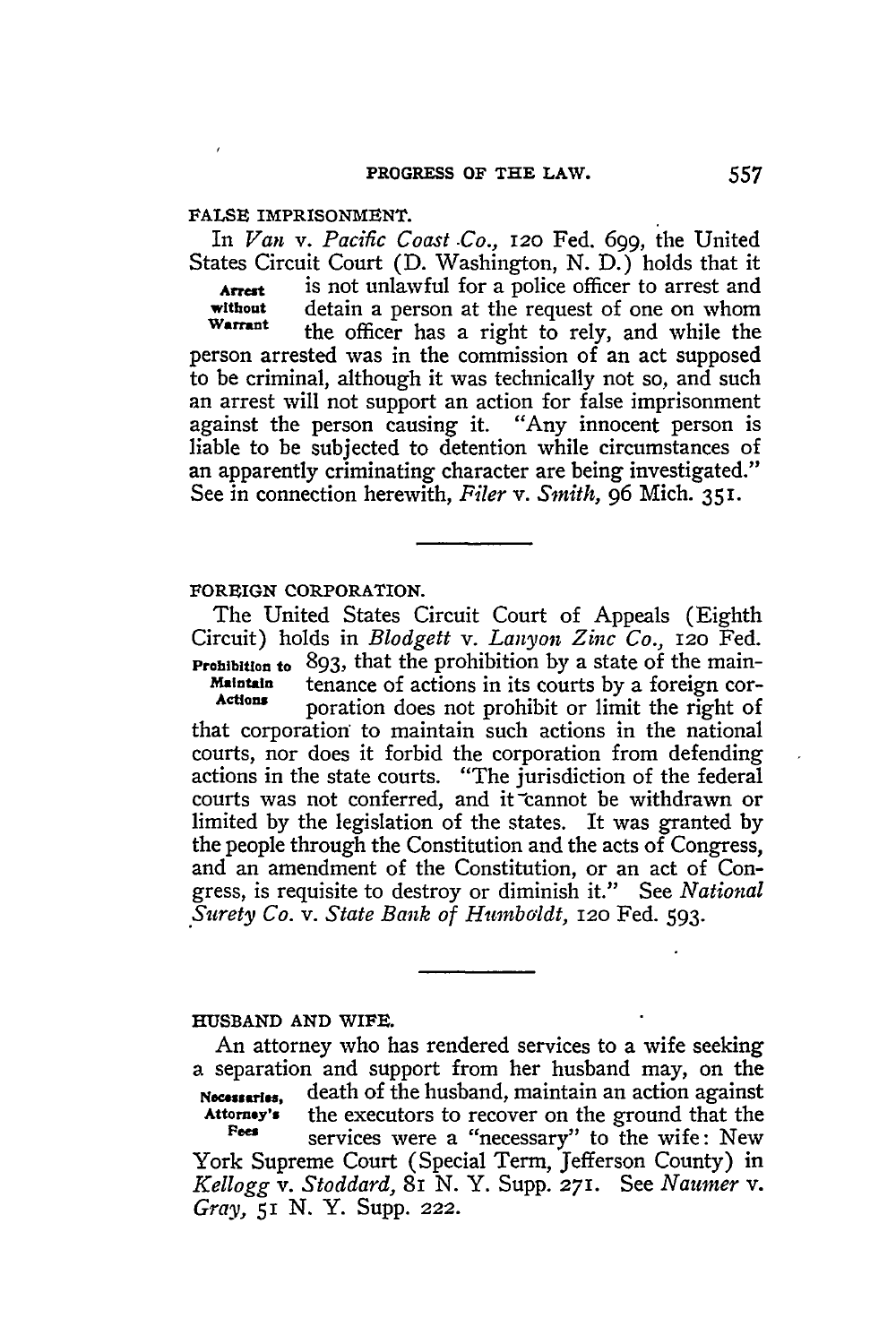## FALSE IMPRISONMENT.

In *Van* v. *Pacific Coast Co.*, 120 Fed. 699, the United States Circuit Court (D. Washington, N. D.) holds that it is not unlawful for a police officer to arrest and detain a person at the request of one on whom the officer has a right to rely, and while the person arrested was in the commission of an act supposed to be criminal, although it was technically not so, and such an arrest will not support an action for false imprisonment against the person causing it. "Any innocent person is liable to be subjected to detention while circumstances of an apparently criminating character are being investigated." See in connection herewith, *Filer* v. *Smith*, 96 Mich. 351.

**Arrest without Warrant**

---

## FOREIGN CORPORATION.

The United States Circuit Court of Appeals (Eighth Circuit) holds in *Blodgett* v. *Lanyon Zinc Co.*, 120 Fed. 893, that the prohibition by a state of the maintenance of actions in its courts by a foreign corporation does not prohibit or limit the right of that corporation to maintain such actions in the national courts, nor does it forbid the corporation from defending actions in the state courts. "The jurisdiction of the federal courts was not conferred, and it cannot be withdrawn or limited by the legislation of the states. It was granted by the people through the Constitution and the acts of Congress, and an amendment of the Constitution, or an act of Congress, is requisite to destroy or diminish it." See *National Surety Co.* v. *State Bank of Humboldt*, 120 Fed. 593.

**Prohibition to Maintain Actions**

---

## HUSBAND AND WIFE.

An attorney who has rendered services to a wife seeking a separation and support from her husband may, on the death of the husband, maintain an action against the executors to recover on the ground that the services were a "necessary" to the wife: New York Supreme Court (Special Term, Jefferson County) in *Kellogg* v. *Stoddard*, 81 N. Y. Supp. 271. See *Naumer* v. *Gray*, 51 N. Y. Supp. 222.

**Necessaries, Attorney's Fees**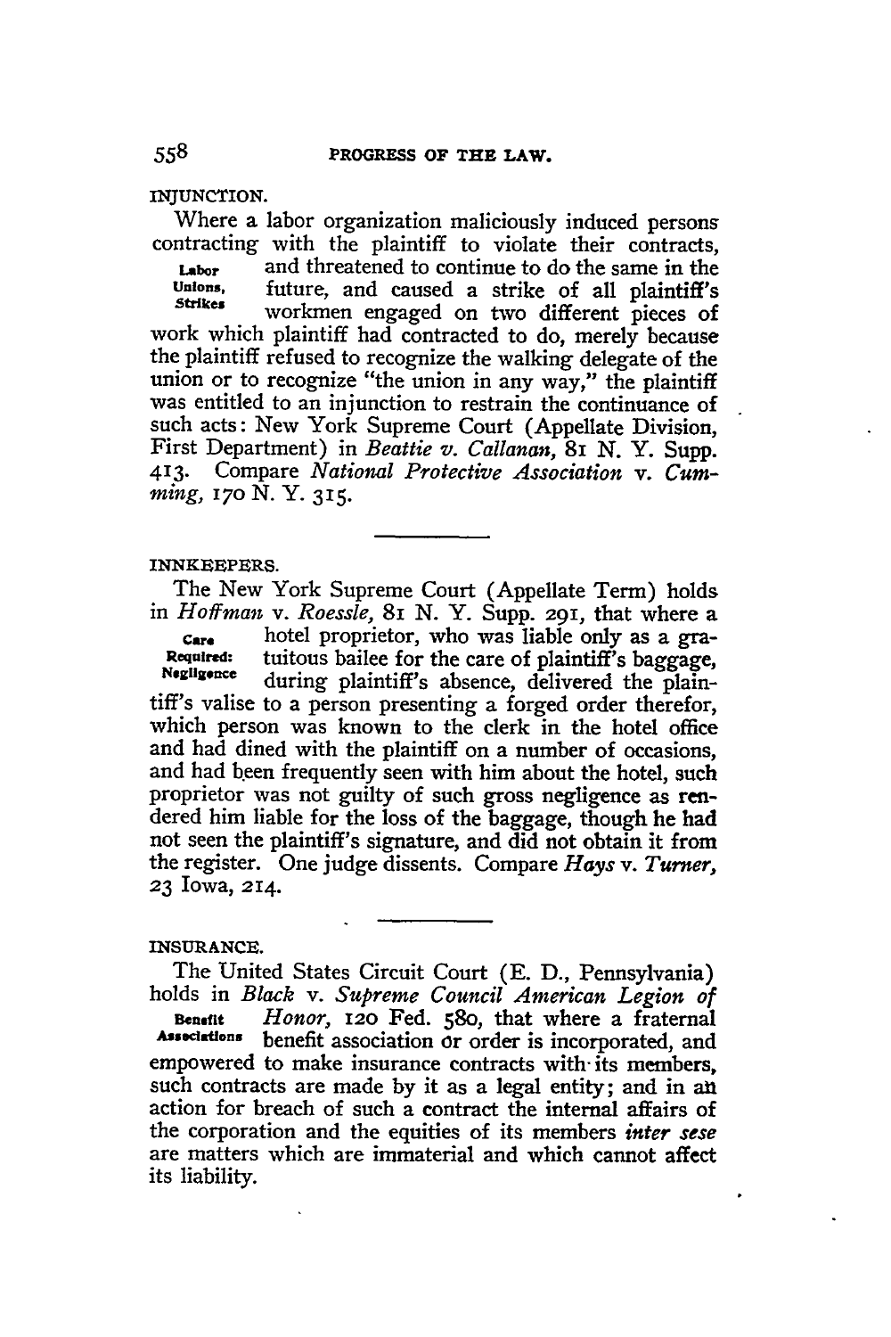## INJUNCTION.

*Labor Unions, Strikes*

Where a labor organization maliciously induced persons contracting with the plaintiff to violate their contracts, and threatened to continue to do the same in the future, and caused a strike of all plaintiff's workmen engaged on two different pieces of work which plaintiff had contracted to do, merely because the plaintiff refused to recognize the walking delegate of the union or to recognize "the union in any way," the plaintiff was entitled to an injunction to restrain the continuance of such acts: New York Supreme Court (Appellate Division, First Department) in *Beattie v. Callanan*, 81 N. Y. Supp. 413. Compare *National Protective Association* v. *Cumming*, 170 N. Y. 315.

---

## INNKEEPERS.

*Care Required: Negligence*

The New York Supreme Court (Appellate Term) holds in *Hoffman* v. *Roessle*, 81 N. Y. Supp. 291, that where a hotel proprietor, who was liable only as a gratuitous bailee for the care of plaintiff's baggage, during plaintiff's absence, delivered the plaintiff's valise to a person presenting a forged order therefor, which person was known to the clerk in the hotel office and had dined with the plaintiff on a number of occasions, and had been frequently seen with him about the hotel, such proprietor was not guilty of such gross negligence as rendered him liable for the loss of the baggage, though he had not seen the plaintiff's signature, and did not obtain it from the register. One judge dissents. Compare *Hays* v. *Turner*, 23 Iowa, 214.

---

## INSURANCE.

*Benefit Associations*

The United States Circuit Court (E. D., Pennsylvania) holds in *Black* v. *Supreme Council American Legion of Honor*, 120 Fed. 580, that where a fraternal benefit association or order is incorporated, and empowered to make insurance contracts with its members, such contracts are made by it as a legal entity; and in an action for breach of such a contract the internal affairs of the corporation and the equities of its members ***inter sese*** are matters which are immaterial and which cannot affect its liability.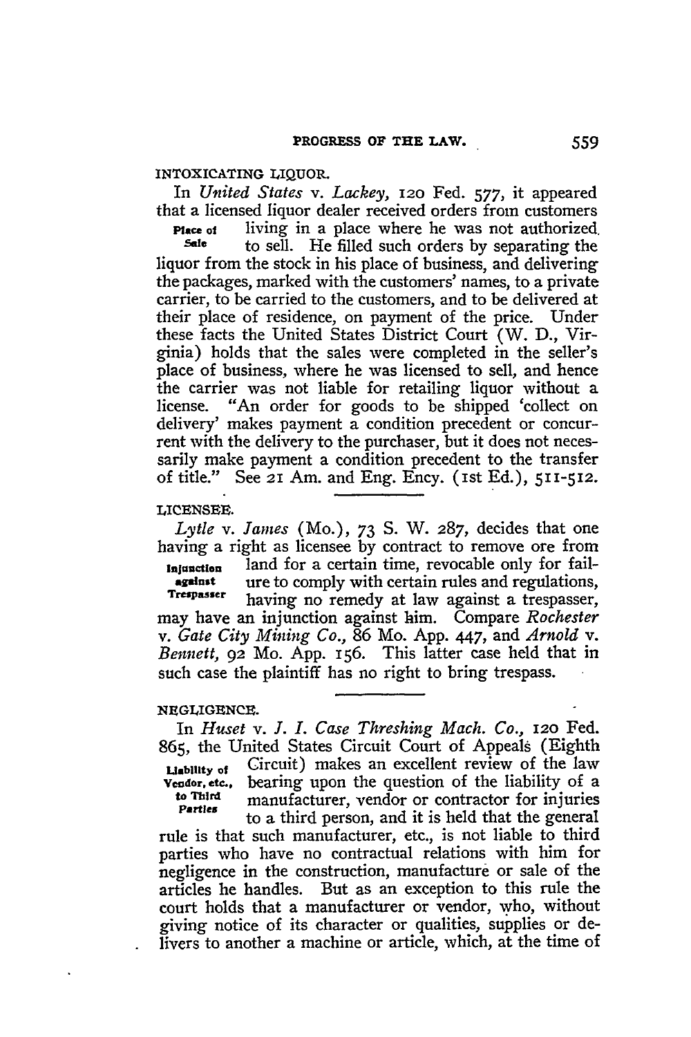INTOXICATING LIQUOR.

In *United States* v. *Lackey,* 120 Fed. 577, it appeared that a licensed liquor dealer received orders from customers living in a place where he was not authorized to sell. He filled such orders by separating the liquor from the stock in his place of business, and delivering the packages, marked with the customers' names, to a private carrier, to be carried to the customers, and to be delivered at their place of residence, on payment of the price. Under these facts the United States District Court (W. D., Virginia) holds that the sales were completed in the seller's place of business, where he was licensed to sell, and hence the carrier was not liable for retailing liquor without a license. "An order for goods to be shipped 'collect on delivery' makes payment a condition precedent or concurrent with the delivery to the purchaser, but it does not necessarily make payment a condition precedent to the transfer of title." See 21 Am. and Eng. Ency. (1st Ed.), 511-512.

**Place of Sale**

LICENSEE.

*Lytle* v. *James* (Mo.), 73 S. W. 287, decides that one having a right as licensee by contract to remove ore from land for a certain time, revocable only for failure to comply with certain rules and regulations, having no remedy at law against a trespasser, may have an injunction against him. Compare *Rochester* v. *Gate City Mining Co.,* 86 Mo. App. 447, and *Arnold* v. *Bennett,* 92 Mo. App. 156. This latter case held that in such case the plaintiff has no right to bring trespass.

**Injunction against Trespasser**

NEGLIGENCE.

In *Huset* v. *J. I. Case Threshing Mach. Co.,* 120 Fed. 865, the United States Circuit Court of Appeals (Eighth Circuit) makes an excellent review of the law bearing upon the question of the liability of a manufacturer, vendor or contractor for injuries to a third person, and it is held that the general rule is that such manufacturer, etc., is not liable to third parties who have no contractual relations with him for negligence in the construction, manufacture or sale of the articles he handles. But as an exception to this rule the court holds that a manufacturer or vendor, who, without giving notice of its character or qualities, supplies or delivers to another a machine or article, which, at the time of

**Liability of Vendor, etc., to Third Parties**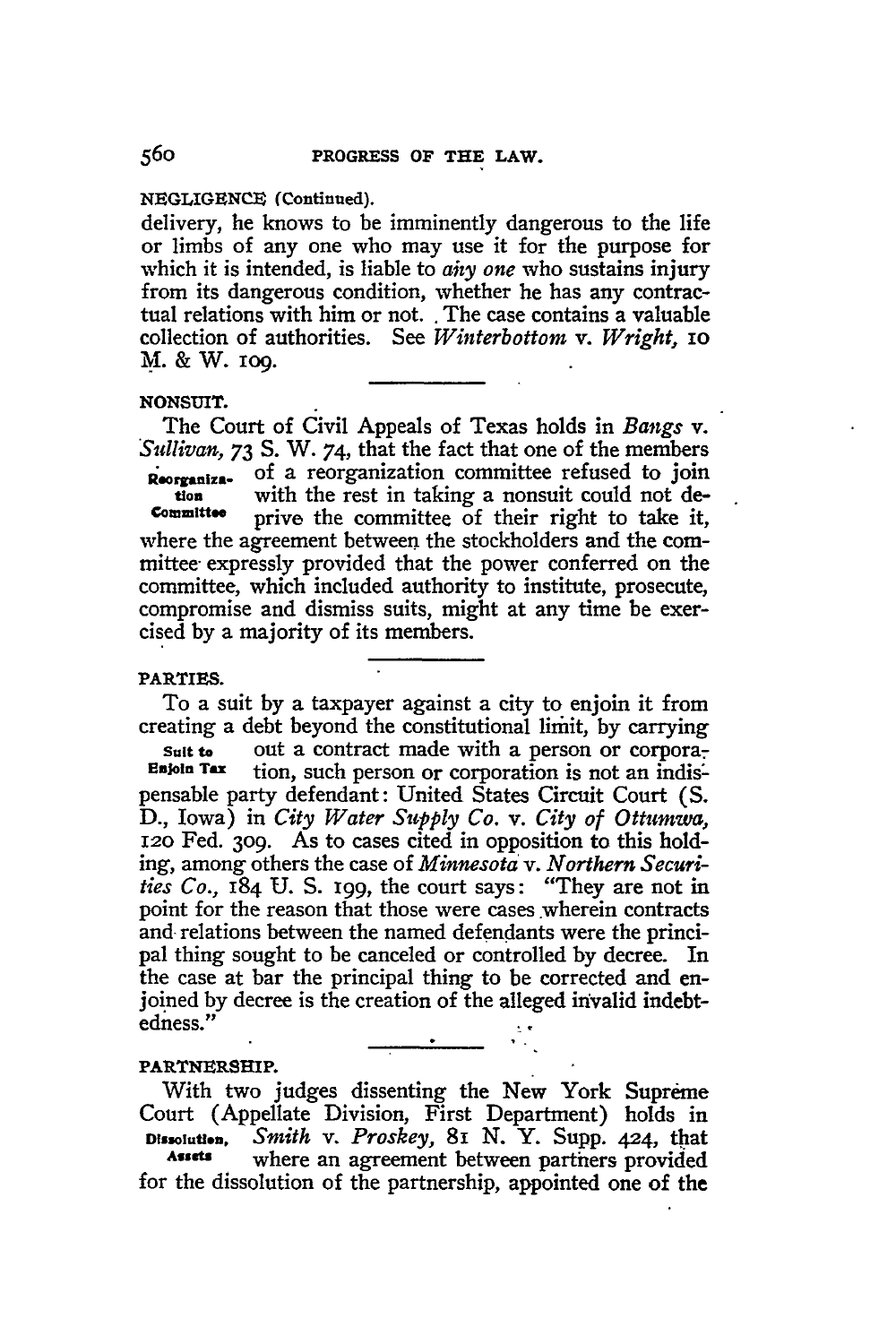NEGLIGENCE (Continued).

delivery, he knows to be imminently dangerous to the life or limbs of any one who may use it for the purpose for which it is intended, is liable to *any one* who sustains injury from its dangerous condition, whether he has any contractual relations with him or not. The case contains a valuable collection of authorities. See *Winterbottom* v. *Wright*, 10 M. & W. 109.

NONSUIT.

Reorganization Committee

The Court of Civil Appeals of Texas holds in *Bangs* v. *Sullivan*, 73 S. W. 74, that the fact that one of the members of a reorganization committee refused to join with the rest in taking a nonsuit could not deprive the committee of their right to take it, where the agreement between the stockholders and the committee expressly provided that the power conferred on the committee, which included authority to institute, prosecute, compromise and dismiss suits, might at any time be exercised by a majority of its members.

PARTIES.

Suit to Enjoin Tax

To a suit by a taxpayer against a city to enjoin it from creating a debt beyond the constitutional limit, by carrying out a contract made with a person or corporation, such person or corporation is not an indispensable party defendant: United States Circuit Court (S. D., Iowa) in *City Water Supply Co.* v. *City of Ottumwa*, 120 Fed. 309. As to cases cited in opposition to this holding, among others the case of *Minnesota* v. *Northern Securities Co.*, 184 U. S. 199, the court says: "They are not in point for the reason that those were cases wherein contracts and relations between the named defendants were the principal thing sought to be canceled or controlled by decree. In the case at bar the principal thing to be corrected and enjoined by decree is the creation of the alleged invalid indebtedness."

PARTNERSHIP.

Dissolution, Assets

With two judges dissenting the New York Supreme Court (Appellate Division, First Department) holds in *Smith* v. *Proskey*, 81 N. Y. Supp. 424, that where an agreement between partners provided for the dissolution of the partnership, appointed one of the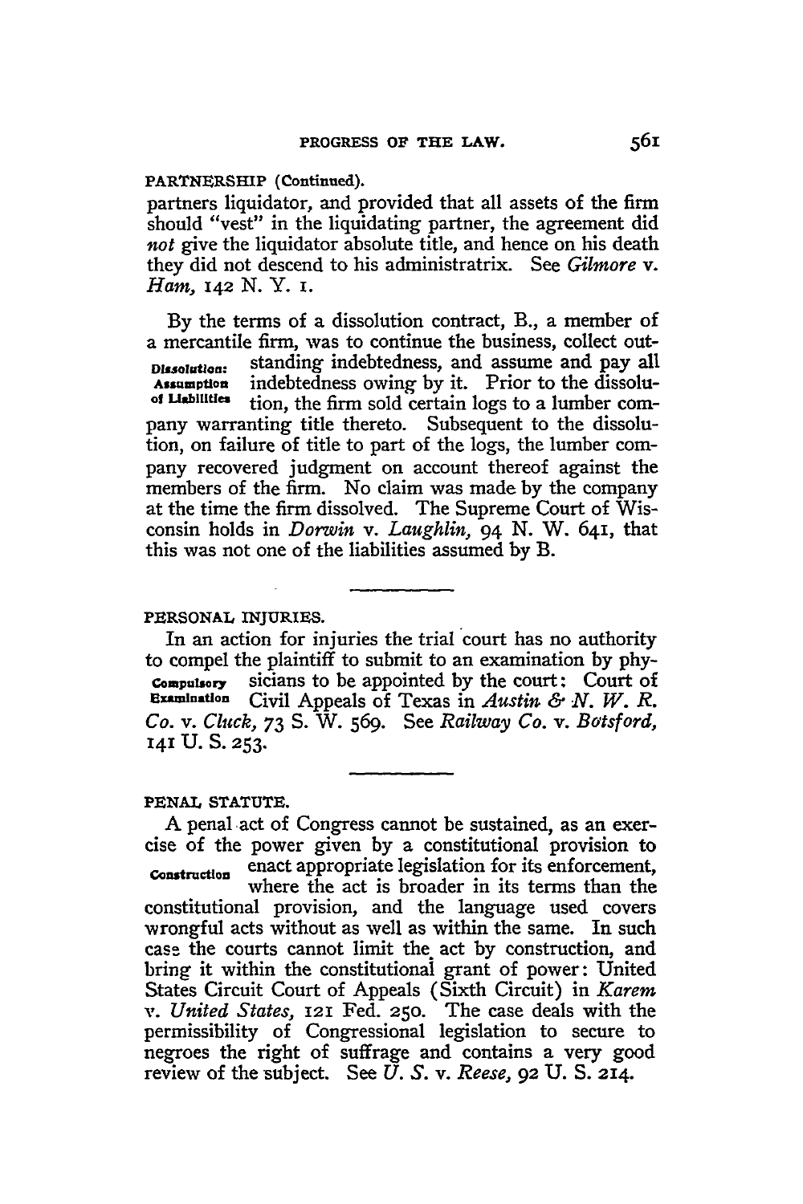PARTNERSHIP (Continued).

partners liquidator, and provided that all assets of the firm should "vest" in the liquidating partner, the agreement did *not* give the liquidator absolute title, and hence on his death they did not descend to his administratrix. See *Gilmore* v. *Ham*, 142 N. Y. 1.

**Dissolution: Assumption of Liabilities**

By the terms of a dissolution contract, B., a member of a mercantile firm, was to continue the business, collect outstanding indebtedness, and assume and pay all indebtedness owing by it. Prior to the dissolution, the firm sold certain logs to a lumber company warranting title thereto. Subsequent to the dissolution, on failure of title to part of the logs, the lumber company recovered judgment on account thereof against the members of the firm. No claim was made by the company at the time the firm dissolved. The Supreme Court of Wisconsin holds in *Dorwin* v. *Laughlin*, 94 N. W. 641, that this was not one of the liabilities assumed by B.

---

PERSONAL INJURIES.

**Compulsory Examination**

In an action for injuries the trial court has no authority to compel the plaintiff to submit to an examination by physicians to be appointed by the court: Court of Civil Appeals of Texas in *Austin & N. W. R. Co.* v. *Cluck*, 73 S. W. 569. See *Railway Co.* v. *Botsford*, 141 U. S. 253.

---

PENAL STATUTE.

**Construction**

A penal act of Congress cannot be sustained, as an exercise of the power given by a constitutional provision to enact appropriate legislation for its enforcement, where the act is broader in its terms than the constitutional provision, and the language used covers wrongful acts without as well as within the same. In such case the courts cannot limit the act by construction, and bring it within the constitutional grant of power: United States Circuit Court of Appeals (Sixth Circuit) in *Karem* v. *United States*, 121 Fed. 250. The case deals with the permissibility of Congressional legislation to secure to negroes the right of suffrage and contains a very good review of the subject. See *U. S.* v. *Reese*, 92 U. S. 214.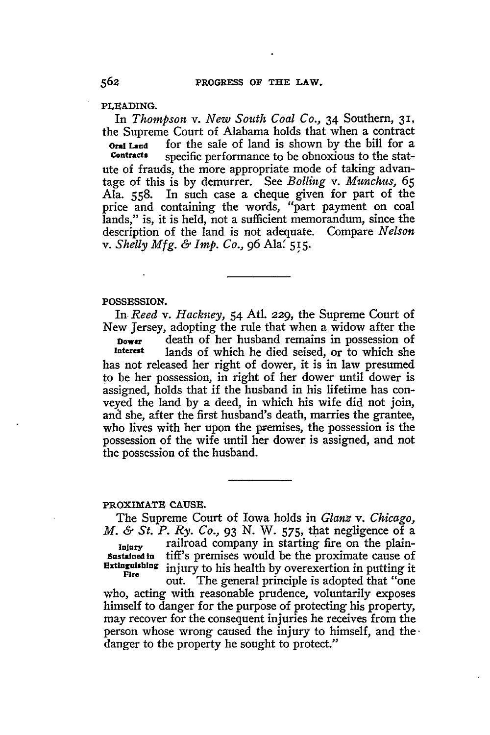## PLEADING.

In *Thompson* v. *New South Coal Co.*, 34 Southern, 31, the Supreme Court of Alabama holds that when a contract for the sale of land is shown by the bill for a specific performance to be obnoxious to the statute of frauds, the more appropriate mode of taking advantage of this is by demurrer. See *Bolling* v. *Munchus*, 65 Ala. 558. In such case a cheque given for part of the price and containing the words, "part payment on coal lands," is, it is held, not a sufficient memorandum, since the description of the land is not adequate. Compare *Nelson* v. *Shelly Mfg. & Imp. Co.*, 96 Ala. 515.

**Oral Land Contracts**

---

## POSSESSION.

In *Reed* v. *Hackney*, 54 Atl. 229, the Supreme Court of New Jersey, adopting the rule that when a widow after the death of her husband remains in possession of lands of which he died seised, or to which she has not released her right of dower, it is in law presumed to be her possession, in right of her dower until dower is assigned, holds that if the husband in his lifetime has conveyed the land by a deed, in which his wife did not join, and she, after the first husband's death, marries the grantee, who lives with her upon the premises, the possession is the possession of the wife until her dower is assigned, and not the possession of the husband.

**Dower Interest**

---

## PROXIMATE CAUSE.

The Supreme Court of Iowa holds in *Glanz* v. *Chicago, M. & St. P. Ry. Co.*, 93 N. W. 575, that negligence of a railroad company in starting fire on the plaintiff's premises would be the proximate cause of injury to his health by overexertion in putting it out. The general principle is adopted that "one who, acting with reasonable prudence, voluntarily exposes himself to danger for the purpose of protecting his property, may recover for the consequent injuries he receives from the person whose wrong caused the injury to himself, and the danger to the property he sought to protect."

**Injury Sustained in Extinguishing Fire**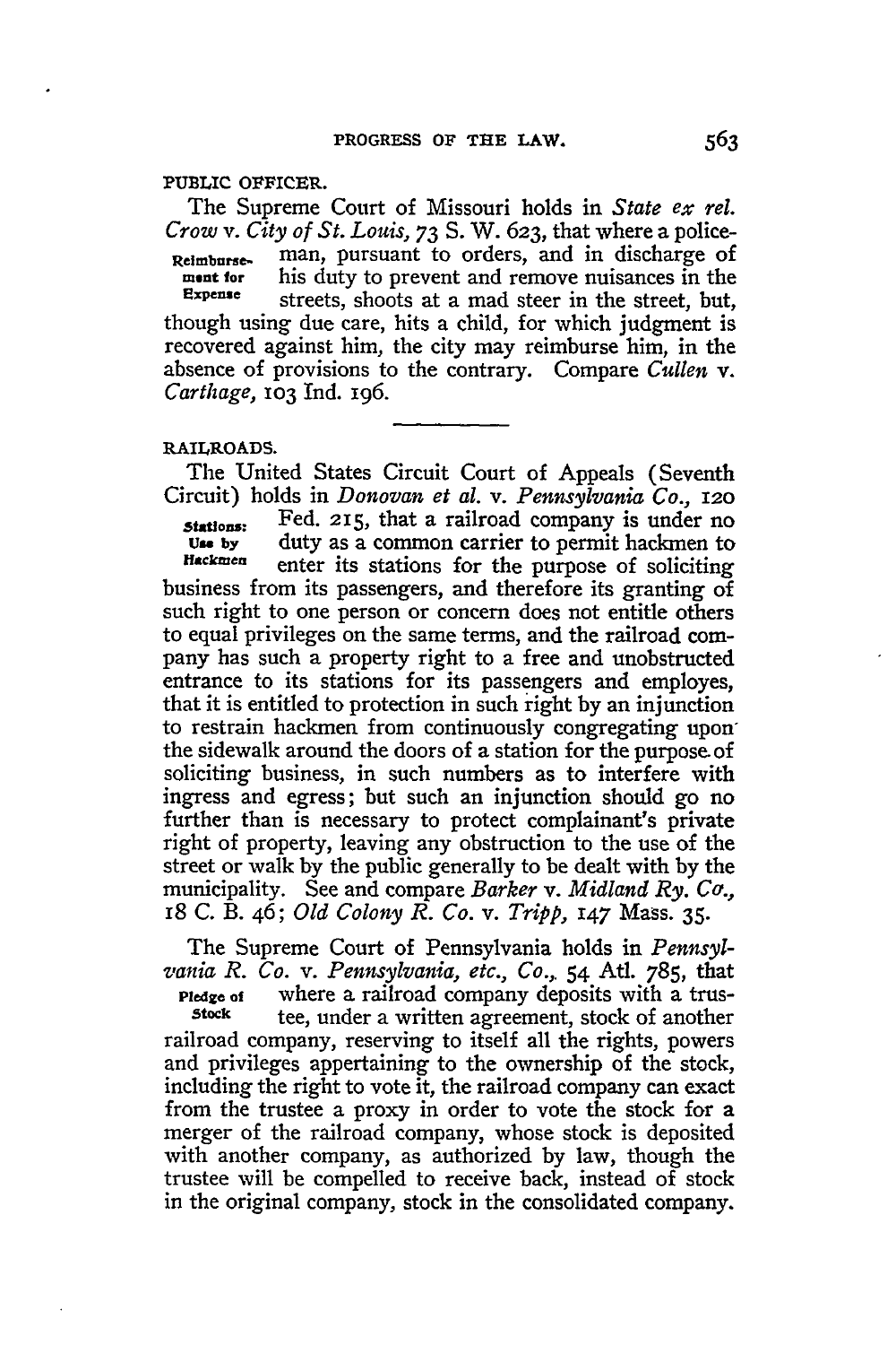## PUBLIC OFFICER.

**Reimbursement for Expense**

The Supreme Court of Missouri holds in *State ex rel. Crow* v. *City of St. Louis*, 73 S. W. 623, that where a policeman, pursuant to orders, and in discharge of his duty to prevent and remove nuisances in the streets, shoots at a mad steer in the street, but, though using due care, hits a child, for which judgment is recovered against him, the city may reimburse him, in the absence of provisions to the contrary. Compare *Cullen* v. *Carthage*, 103 Ind. 196.

---

## RAILROADS.

**Stations: Use by Hackmen**

The United States Circuit Court of Appeals (Seventh Circuit) holds in *Donovan et al.* v. *Pennsylvania Co.*, 120 Fed. 215, that a railroad company is under no duty as a common carrier to permit hackmen to enter its stations for the purpose of soliciting business from its passengers, and therefore its granting of such right to one person or concern does not entitle others to equal privileges on the same terms, and the railroad company has such a property right to a free and unobstructed entrance to its stations for its passengers and employes, that it is entitled to protection in such right by an injunction to restrain hackmen from continuously congregating upon the sidewalk around the doors of a station for the purpose of soliciting business, in such numbers as to interfere with ingress and egress; but such an injunction should go no further than is necessary to protect complainant's private right of property, leaving any obstruction to the use of the street or walk by the public generally to be dealt with by the municipality. See and compare *Barker* v. *Midland Ry. Co.*, 18 C. B. 46; *Old Colony R. Co.* v. *Tripp*, 147 Mass. 35.

**Pledge of Stock**

The Supreme Court of Pennsylvania holds in *Pennsylvania R. Co.* v. *Pennsylvania, etc., Co.*, 54 Atl. 785, that where a railroad company deposits with a trustee, under a written agreement, stock of another railroad company, reserving to itself all the rights, powers and privileges appertaining to the ownership of the stock, including the right to vote it, the railroad company can exact from the trustee a proxy in order to vote the stock for a merger of the railroad company, whose stock is deposited with another company, as authorized by law, though the trustee will be compelled to receive back, instead of stock in the original company, stock in the consolidated company.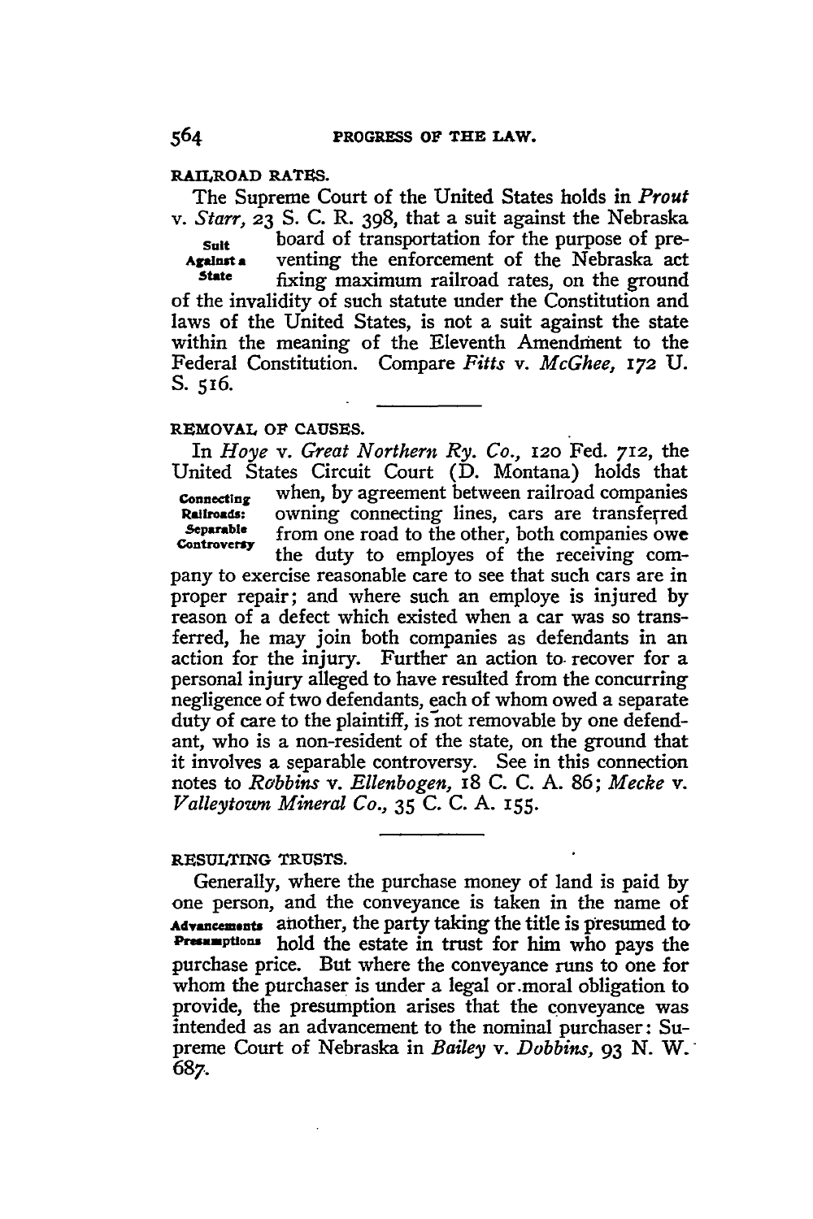### RAILROAD RATES.

The Supreme Court of the United States holds in *Prout* v. *Starr*, 23 S. C. R. 398, that a suit against the Nebraska board of transportation for the purpose of preventing the enforcement of the Nebraska act fixing maximum railroad rates, on the ground of the invalidity of such statute under the Constitution and laws of the United States, is not a suit against the state within the meaning of the Eleventh Amendment to the Federal Constitution. Compare *Fitts* v. *McGhee*, 172 U. S. 516.

**Suit Against a State**

---

### REMOVAL OF CAUSES.

In *Hoye* v. *Great Northern Ry. Co.*, 120 Fed. 712, the United States Circuit Court (D. Montana) holds that when, by agreement between railroad companies owning connecting lines, cars are transferred from one road to the other, both companies owe the duty to employes of the receiving company to exercise reasonable care to see that such cars are in proper repair; and where such an employe is injured by reason of a defect which existed when a car was so transferred, he may join both companies as defendants in an action for the injury. Further an action to recover for a personal injury alleged to have resulted from the concurring negligence of two defendants, each of whom owed a separate duty of care to the plaintiff, is not removable by one defendant, who is a non-resident of the state, on the ground that it involves a separable controversy. See in this connection notes to *Robbins* v. *Ellenbogen*, 18 C. C. A. 86; *Mecke* v. *Valleytown Mineral Co.*, 35 C. C. A. 155.

**Connecting Railroads: Separable Controversy**

---

### RESULTING TRUSTS.

Generally, where the purchase money of land is paid by one person, and the conveyance is taken in the name of another, the party taking the title is presumed to hold the estate in trust for him who pays the purchase price. But where the conveyance runs to one for whom the purchaser is under a legal or moral obligation to provide, the presumption arises that the conveyance was intended as an advancement to the nominal purchaser: Supreme Court of Nebraska in *Bailey* v. *Dobbins*, 93 N. W. 687.

**Advancements Presumptions**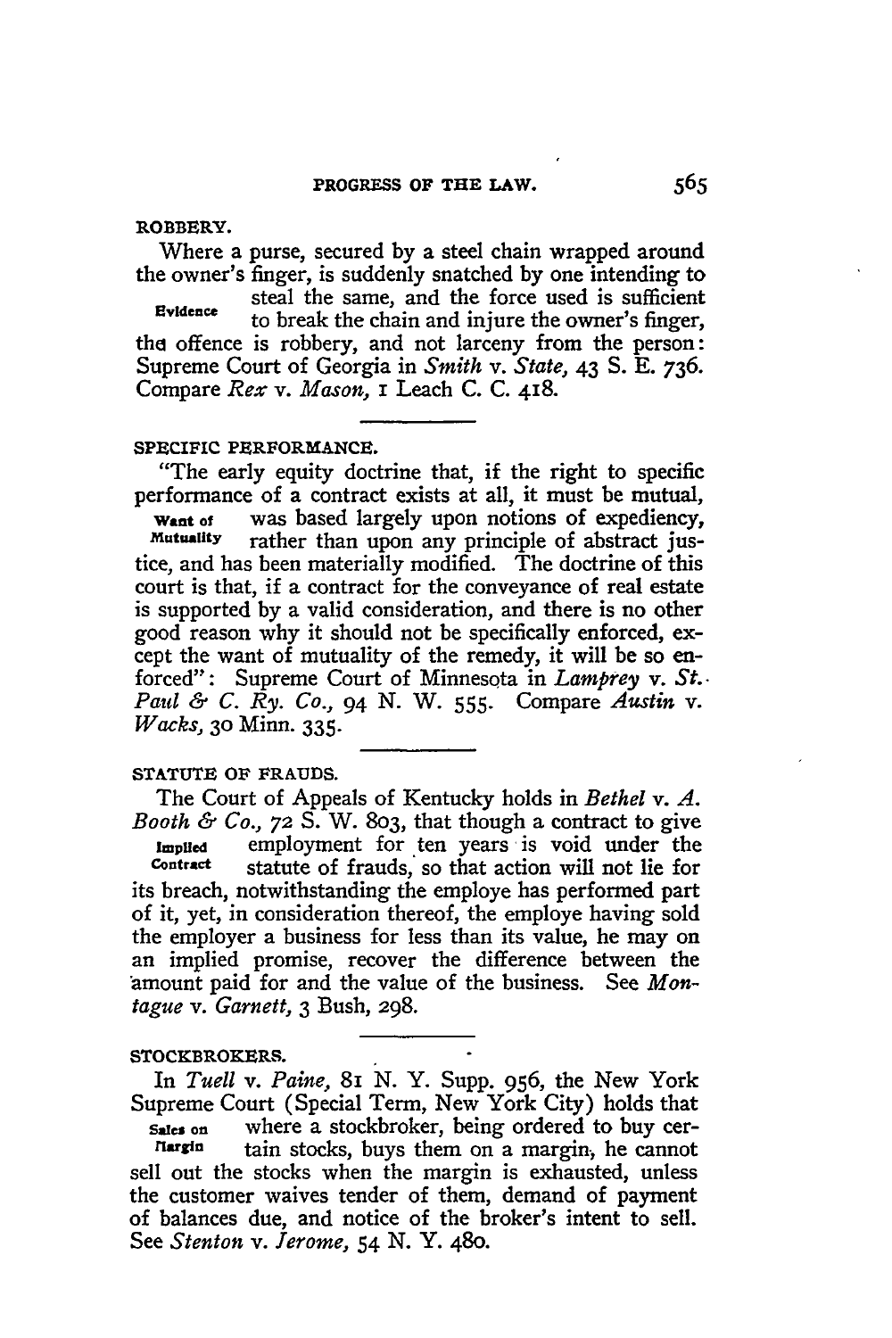## ROBBERY.

*Evidence*

Where a purse, secured by a steel chain wrapped around the owner's finger, is suddenly snatched by one intending to steal the same, and the force used is sufficient to break the chain and injure the owner's finger, the offence is robbery, and not larceny from the person: Supreme Court of Georgia in *Smith* v. *State,* 43 S. E. 736. Compare *Rex* v. *Mason,* 1 Leach C. C. 418.

## SPECIFIC PERFORMANCE.

*Want of Mutuality*

"The early equity doctrine that, if the right to specific performance of a contract exists at all, it must be mutual, was based largely upon notions of expediency, rather than upon any principle of abstract justice, and has been materially modified. The doctrine of this court is that, if a contract for the conveyance of real estate is supported by a valid consideration, and there is no other good reason why it should not be specifically enforced, except the want of mutuality of the remedy, it will be so enforced": Supreme Court of Minnesota in *Lamprey* v. *St. Paul & C. Ry. Co.,* 94 N. W. 555. Compare *Austin* v. *Wacks,* 30 Minn. 335.

## STATUTE OF FRAUDS.

*Implied Contract*

The Court of Appeals of Kentucky holds in *Bethel* v. *A. Booth & Co.,* 72 S. W. 803, that though a contract to give employment for ten years is void under the statute of frauds, so that action will not lie for its breach, notwithstanding the employe has performed part of it, yet, in consideration thereof, the employe having sold the employer a business for less than its value, he may on an implied promise, recover the difference between the amount paid for and the value of the business. See *Montague* v. *Garnett,* 3 Bush, 298.

## STOCKBROKERS.

*Sales on Margin*

In *Tuell* v. *Paine,* 81 N. Y. Supp. 956, the New York Supreme Court (Special Term, New York City) holds that where a stockbroker, being ordered to buy certain stocks, buys them on a margin, he cannot sell out the stocks when the margin is exhausted, unless the customer waives tender of them, demand of payment of balances due, and notice of the broker's intent to sell. See *Stenton* v. *Jerome,* 54 N. Y. 480.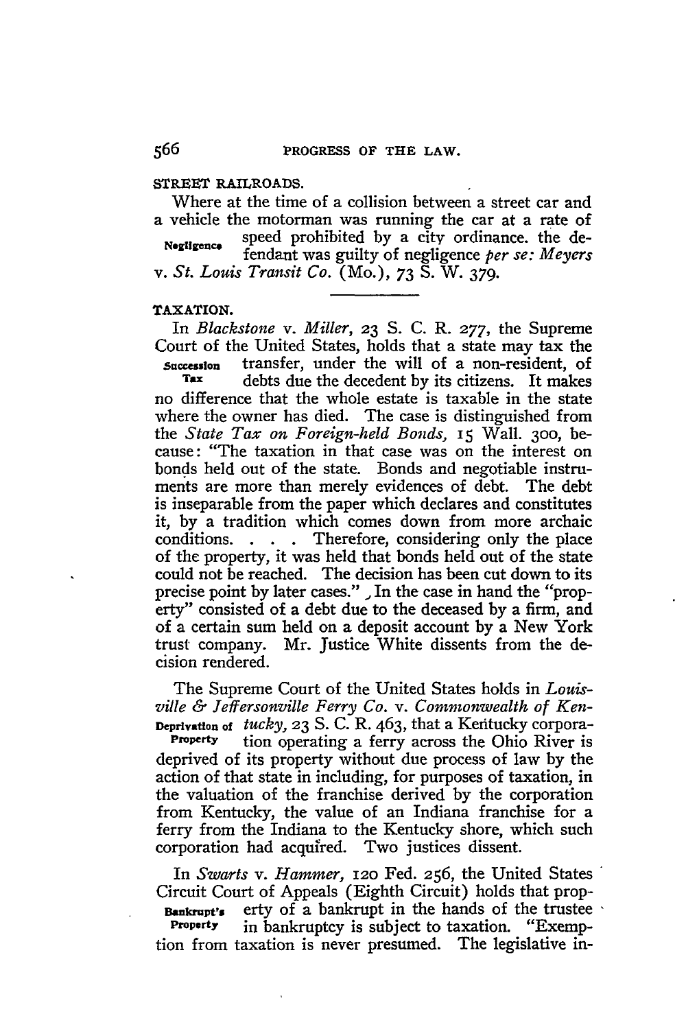## STREET RAILROADS.

**Negligence** Where at the time of a collision between a street car and a vehicle the motorman was running the car at a rate of speed prohibited by a city ordinance. the defendant was guilty of negligence *per se*: *Meyers* v. *St. Louis Transit Co.* (Mo.), 73 S. W. 379.

---

## TAXATION.

**Succession Tax** In *Blackstone* v. *Miller*, 23 S. C. R. 277, the Supreme Court of the United States, holds that a state may tax the transfer, under the will of a non-resident, of debts due the decedent by its citizens. It makes no difference that the whole estate is taxable in the state where the owner has died. The case is distinguished from the *State Tax on Foreign-held Bonds*, 15 Wall. 300, because: "The taxation in that case was on the interest on bonds held out of the state. Bonds and negotiable instruments are more than merely evidences of debt. The debt is inseparable from the paper which declares and constitutes it, by a tradition which comes down from more archaic conditions. . . . Therefore, considering only the place of the property, it was held that bonds held out of the state could not be reached. The decision has been cut down to its precise point by later cases." In the case in hand the "property" consisted of a debt due to the deceased by a firm, and of a certain sum held on a deposit account by a New York trust company. Mr. Justice White dissents from the decision rendered.

**Deprivation of Property** The Supreme Court of the United States holds in *Louisville & Jeffersonville Ferry Co.* v. *Commonwealth of Kentucky*, 23 S. C. R. 463, that a Kentucky corporation operating a ferry across the Ohio River is deprived of its property without due process of law by the action of that state in including, for purposes of taxation, in the valuation of the franchise derived by the corporation from Kentucky, the value of an Indiana franchise for a ferry from the Indiana to the Kentucky shore, which such corporation had acquired. Two justices dissent.

**Bankrupt's Property** In *Swarts* v. *Hammer*, 120 Fed. 256, the United States Circuit Court of Appeals (Eighth Circuit) holds that property of a bankrupt in the hands of the trustee in bankruptcy is subject to taxation. "Exemption from taxation is never presumed. The legislative in-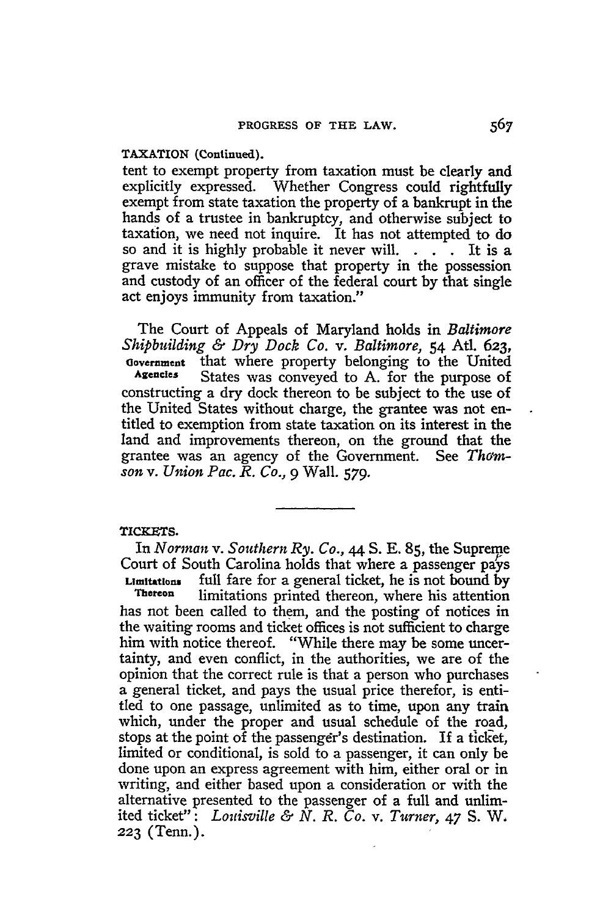TAXATION (Continued).

tent to exempt property from taxation must be clearly and explicitly expressed. Whether Congress could rightfully exempt from state taxation the property of a bankrupt in the hands of a trustee in bankruptcy, and otherwise subject to taxation, we need not inquire. It has not attempted to do so and it is highly probable it never will. . . . It is a grave mistake to suppose that property in the possession and custody of an officer of the federal court by that single act enjoys immunity from taxation."

Government Agencies

The Court of Appeals of Maryland holds in *Baltimore Shipbuilding & Dry Dock Co.* v. *Baltimore*, 54 Atl. 623, that where property belonging to the United States was conveyed to A. for the purpose of constructing a dry dock thereon to be subject to the use of the United States without charge, the grantee was not entitled to exemption from state taxation on its interest in the land and improvements thereon, on the ground that the grantee was an agency of the Government. See *Thomson* v. *Union Pac. R. Co.*, 9 Wall. 579.

---

TICKETS.

Limitations Thereon

In *Norman* v. *Southern Ry. Co.*, 44 S. E. 85, the Supreme Court of South Carolina holds that where a passenger pays full fare for a general ticket, he is not bound by limitations printed thereon, where his attention has not been called to them, and the posting of notices in the waiting rooms and ticket offices is not sufficient to charge him with notice thereof. "While there may be some uncertainty, and even conflict, in the authorities, we are of the opinion that the correct rule is that a person who purchases a general ticket, and pays the usual price therefor, is entitled to one passage, unlimited as to time, upon any train which, under the proper and usual schedule of the road, stops at the point of the passenger's destination. If a ticket, limited or conditional, is sold to a passenger, it can only be done upon an express agreement with him, either oral or in writing, and either based upon a consideration or with the alternative presented to the passenger of a full and unlimited ticket": *Louisville & N. R. Co.* v. *Turner*, 47 S. W. 223 (Tenn.).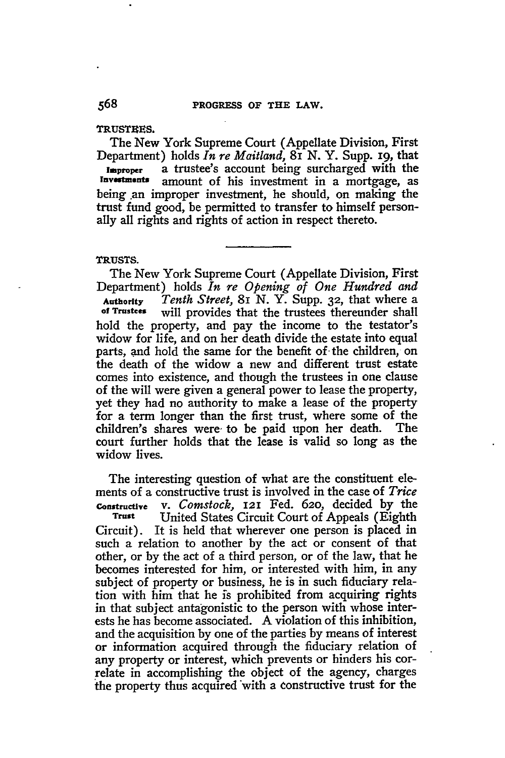### TRUSTEES.

The New York Supreme Court (Appellate Division, First Department) holds *In re Maitland*, 81 N. Y. Supp. 19, that a trustee's account being surcharged with the amount of his investment in a mortgage, as being an improper investment, he should, on making the trust fund good, be permitted to transfer to himself personally all rights and rights of action in respect thereto.

**Improper Investments**

### TRUSTS.

The New York Supreme Court (Appellate Division, First Department) holds *In re Opening of One Hundred and Tenth Street*, 81 N. Y. Supp. 32, that where a will provides that the trustees thereunder shall hold the property, and pay the income to the testator's widow for life, and on her death divide the estate into equal parts, and hold the same for the benefit of the children, on the death of the widow a new and different trust estate comes into existence, and though the trustees in one clause of the will were given a general power to lease the property, yet they had no authority to make a lease of the property for a term longer than the first trust, where some of the children's shares were to be paid upon her death. The court further holds that the lease is valid so long as the widow lives.

**Authority of Trustees**

The interesting question of what are the constituent elements of a constructive trust is involved in the case of *Trice v. Comstock*, 121 Fed. 620, decided by the United States Circuit Court of Appeals (Eighth Circuit). It is held that wherever one person is placed in such a relation to another by the act or consent of that other, or by the act of a third person, or of the law, that he becomes interested for him, or interested with him, in any subject of property or business, he is in such fiduciary relation with him that he is prohibited from acquiring rights in that subject antagonistic to the person with whose interests he has become associated. A violation of this inhibition, and the acquisition by one of the parties by means of interest or information acquired through the fiduciary relation of any property or interest, which prevents or hinders his correlate in accomplishing the object of the agency, charges the property thus acquired with a constructive trust for the

**Constructive Trust**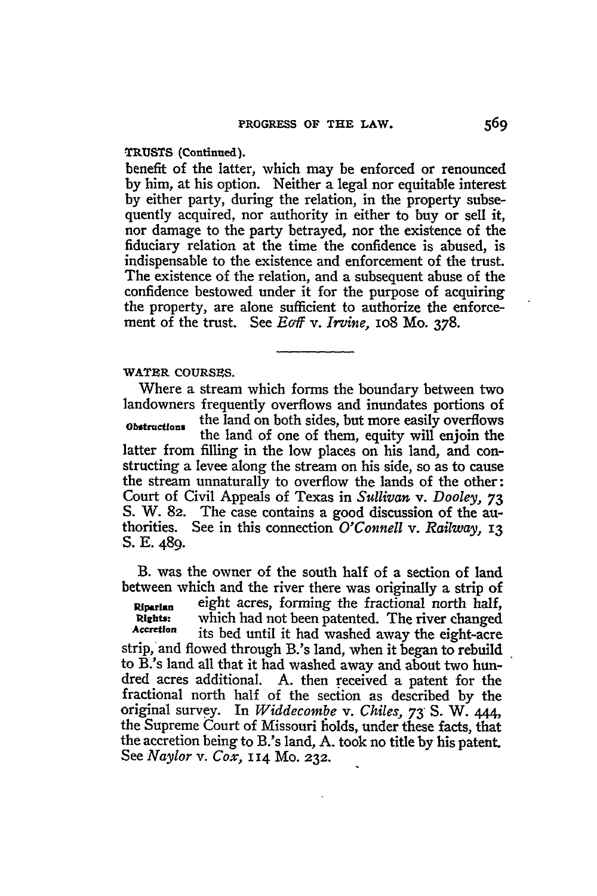TRUSTS (Continued).

benefit of the latter, which may be enforced or renounced by him, at his option. Neither a legal nor equitable interest by either party, during the relation, in the property subsequently acquired, nor authority in either to buy or sell it, nor damage to the party betrayed, nor the existence of the fiduciary relation at the time the confidence is abused, is indispensable to the existence and enforcement of the trust. The existence of the relation, and a subsequent abuse of the confidence bestowed under it for the purpose of acquiring the property, are alone sufficient to authorize the enforcement of the trust. See *Eoff* v. *Irvine*, 108 Mo. 378.

---

WATER COURSES.

**Obstructions**

Where a stream which forms the boundary between two landowners frequently overflows and inundates portions of the land on both sides, but more easily overflows the land of one of them, equity will enjoin the latter from filling in the low places on his land, and constructing a levee along the stream on his side, so as to cause the stream unnaturally to overflow the lands of the other: Court of Civil Appeals of Texas in *Sullivan* v. *Dooley*, 73 S. W. 82. The case contains a good discussion of the authorities. See in this connection *O'Connell* v. *Railway*, 13 S. E. 489.

**Riparian Rights: Accretion**

B. was the owner of the south half of a section of land between which and the river there was originally a strip of eight acres, forming the fractional north half, which had not been patented. The river changed its bed until it had washed away the eight-acre strip, and flowed through B.'s land, when it began to rebuild to B.'s land all that it had washed away and about two hundred acres additional. A. then received a patent for the fractional north half of the section as described by the original survey. In *Widdecombe* v. *Chiles*, 73 S. W. 444, the Supreme Court of Missouri holds, under these facts, that the accretion being to B.'s land, A. took no title by his patent. See *Naylor* v. *Cox*, 114 Mo. 232.